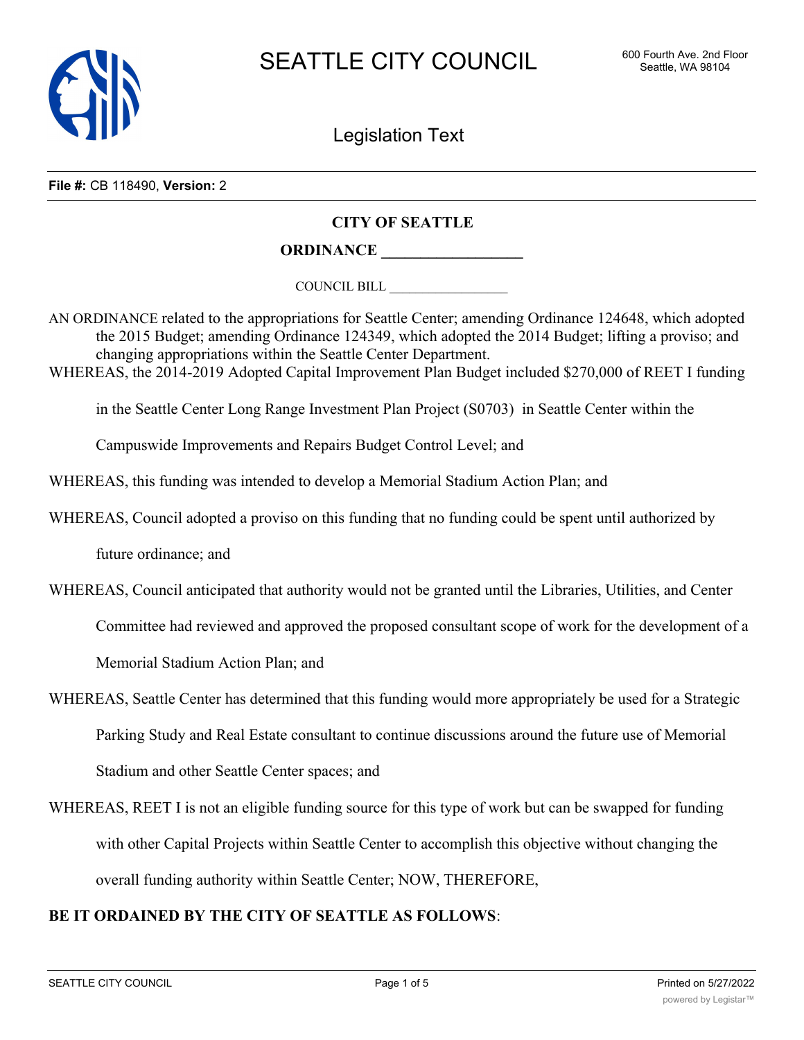# SEATTLE CITY COUNCIL

600 Fourth Ave. 2nd Floor
Seattle, WA 98104

## Legislation Text

**File #:** CB 118490, **Version:** 2

**CITY OF SEATTLE**

**ORDINANCE \_\_\_\_\_\_\_\_\_\_\_\_\_\_\_\_\_\_**

COUNCIL BILL \_\_\_\_\_\_\_\_\_\_\_\_\_\_\_\_\_\_

AN ORDINANCE related to the appropriations for Seattle Center; amending Ordinance 124648, which adopted the 2015 Budget; amending Ordinance 124349, which adopted the 2014 Budget; lifting a proviso; and changing appropriations within the Seattle Center Department.

WHEREAS, the 2014-2019 Adopted Capital Improvement Plan Budget included $270,000 of REET I funding in the Seattle Center Long Range Investment Plan Project (S0703) in Seattle Center within the Campuswide Improvements and Repairs Budget Control Level; and

WHEREAS, this funding was intended to develop a Memorial Stadium Action Plan; and

WHEREAS, Council adopted a proviso on this funding that no funding could be spent until authorized by future ordinance; and

WHEREAS, Council anticipated that authority would not be granted until the Libraries, Utilities, and Center Committee had reviewed and approved the proposed consultant scope of work for the development of a Memorial Stadium Action Plan; and

WHEREAS, Seattle Center has determined that this funding would more appropriately be used for a Strategic Parking Study and Real Estate consultant to continue discussions around the future use of Memorial Stadium and other Seattle Center spaces; and

WHEREAS, REET I is not an eligible funding source for this type of work but can be swapped for funding with other Capital Projects within Seattle Center to accomplish this objective without changing the overall funding authority within Seattle Center; NOW, THEREFORE,

**BE IT ORDAINED BY THE CITY OF SEATTLE AS FOLLOWS**: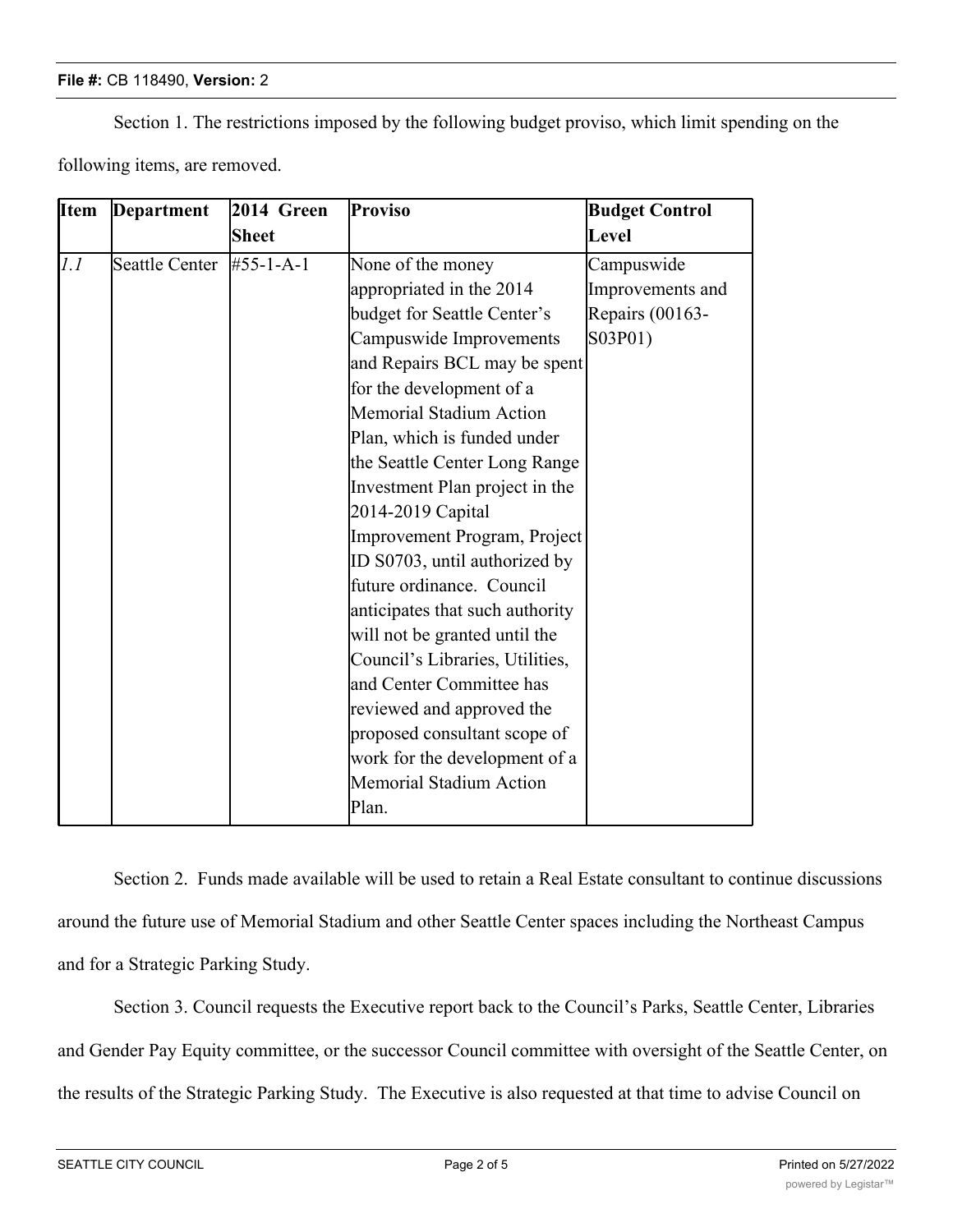Section 1. The restrictions imposed by the following budget proviso, which limit spending on the following items, are removed.

| Item | Department | 2014 Green Sheet | Proviso | Budget Control Level |
|---|---|---|---|---|
| *1.1* | Seattle Center | #55-1-A-1 | None of the money appropriated in the 2014 budget for Seattle Center's Campuswide Improvements and Repairs BCL may be spent for the development of a Memorial Stadium Action Plan, which is funded under the Seattle Center Long Range Investment Plan project in the 2014-2019 Capital Improvement Program, Project ID S0703, until authorized by future ordinance. Council anticipates that such authority will not be granted until the Council's Libraries, Utilities, and Center Committee has reviewed and approved the proposed consultant scope of work for the development of a Memorial Stadium Action Plan. | Campuswide Improvements and Repairs (00163-S03P01) |

Section 2. Funds made available will be used to retain a Real Estate consultant to continue discussions around the future use of Memorial Stadium and other Seattle Center spaces including the Northeast Campus and for a Strategic Parking Study.

Section 3. Council requests the Executive report back to the Council's Parks, Seattle Center, Libraries and Gender Pay Equity committee, or the successor Council committee with oversight of the Seattle Center, on the results of the Strategic Parking Study. The Executive is also requested at that time to advise Council on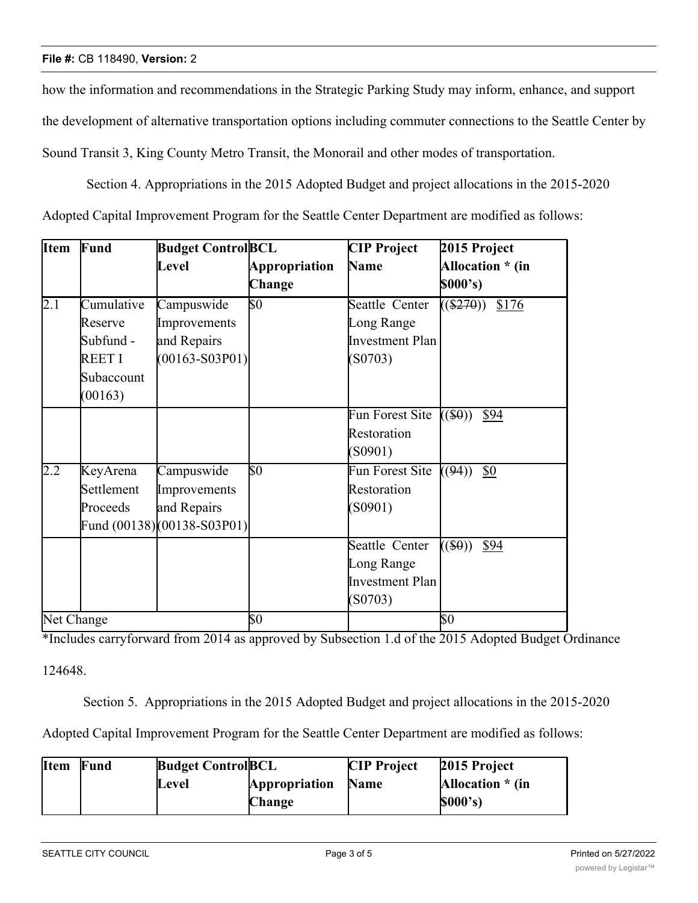how the information and recommendations in the Strategic Parking Study may inform, enhance, and support the development of alternative transportation options including commuter connections to the Seattle Center by Sound Transit 3, King County Metro Transit, the Monorail and other modes of transportation.

Section 4. Appropriations in the 2015 Adopted Budget and project allocations in the 2015-2020 Adopted Capital Improvement Program for the Seattle Center Department are modified as follows:

| Item | Fund | Budget Control Level | BCL Appropriation Change | CIP Project Name | 2015 Project Allocation * (in $000's) |
|---|---|---|---|---|---|
| 2.1 | Cumulative Reserve Subfund - REET I Subaccount (00163) | Campuswide Improvements and Repairs (00163-S03P01) | $0 | Seattle Center Long Range Investment Plan (S0703) | (($270)) $176 |
| | | | | Fun Forest Site Restoration (S0901) | (($0)) $94 |
| 2.2 | KeyArena Settlement Proceeds Fund (00138) | Campuswide Improvements and Repairs (00138-S03P01) | $0 | Fun Forest Site Restoration (S0901) | ((94)) $0 |
| | | | | Seattle Center Long Range Investment Plan (S0703) | (($0)) $94 |
| Net Change | | | $0 | | $0 |

*Includes carryforward from 2014 as approved by Subsection 1.d of the 2015 Adopted Budget Ordinance 124648.

Section 5. Appropriations in the 2015 Adopted Budget and project allocations in the 2015-2020 Adopted Capital Improvement Program for the Seattle Center Department are modified as follows:

| Item | Fund | Budget Control Level | BCL Appropriation Change | CIP Project Name | 2015 Project Allocation * (in $000's) |
|---|---|---|---|---|---|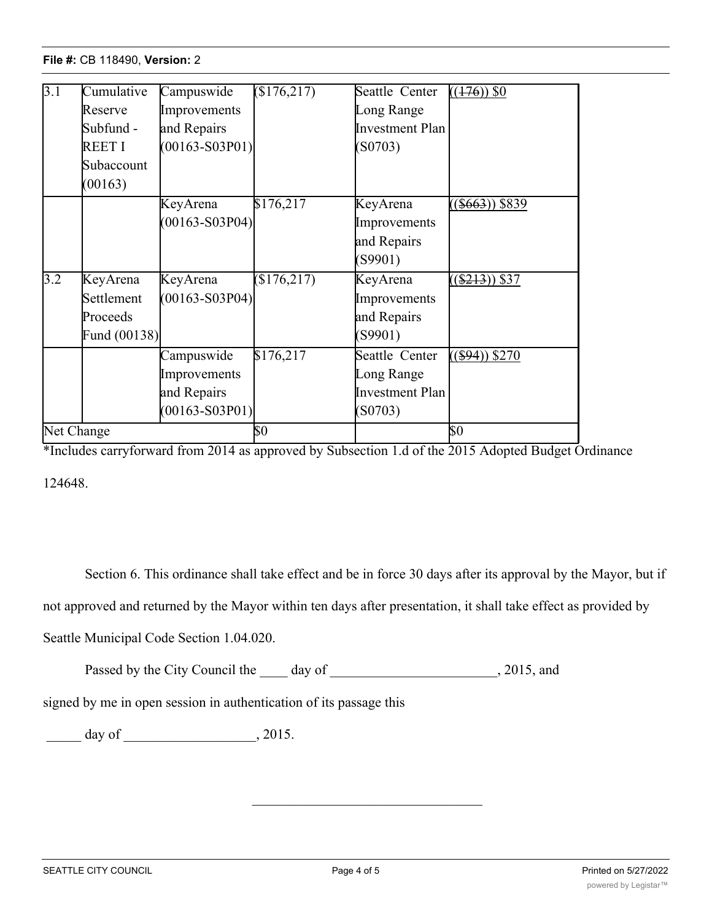| 3.1 | Cumulative Reserve Subfund - REET I Subaccount (00163) | Campuswide Improvements and Repairs (00163-S03P01) | ($176,217) | Seattle Center Long Range Investment Plan (S0703) | ((~~176~~)) $0 |
|---|---|---|---|---|---|
| | | KeyArena (00163-S03P04) | $176,217 | KeyArena Improvements and Repairs (S9901) | ((~~$663~~)) $839 |
| 3.2 | KeyArena Settlement Proceeds Fund (00138) | KeyArena (00163-S03P04) | ($176,217) | KeyArena Improvements and Repairs (S9901) | ((~~$213~~)) $37 |
| | | Campuswide Improvements and Repairs (00163-S03P01) | $176,217 | Seattle Center Long Range Investment Plan (S0703) | ((~~$94~~)) $270 |
| Net Change | | | $0 | | $0 |

*Includes carryforward from 2014 as approved by Subsection 1.d of the 2015 Adopted Budget Ordinance 124648.

Section 6. This ordinance shall take effect and be in force 30 days after its approval by the Mayor, but if not approved and returned by the Mayor within ten days after presentation, it shall take effect as provided by Seattle Municipal Code Section 1.04.020.

Passed by the City Council the ____ day of ________________________, 2015, and signed by me in open session in authentication of its passage this

_____ day of ___________________, 2015.

__________________________________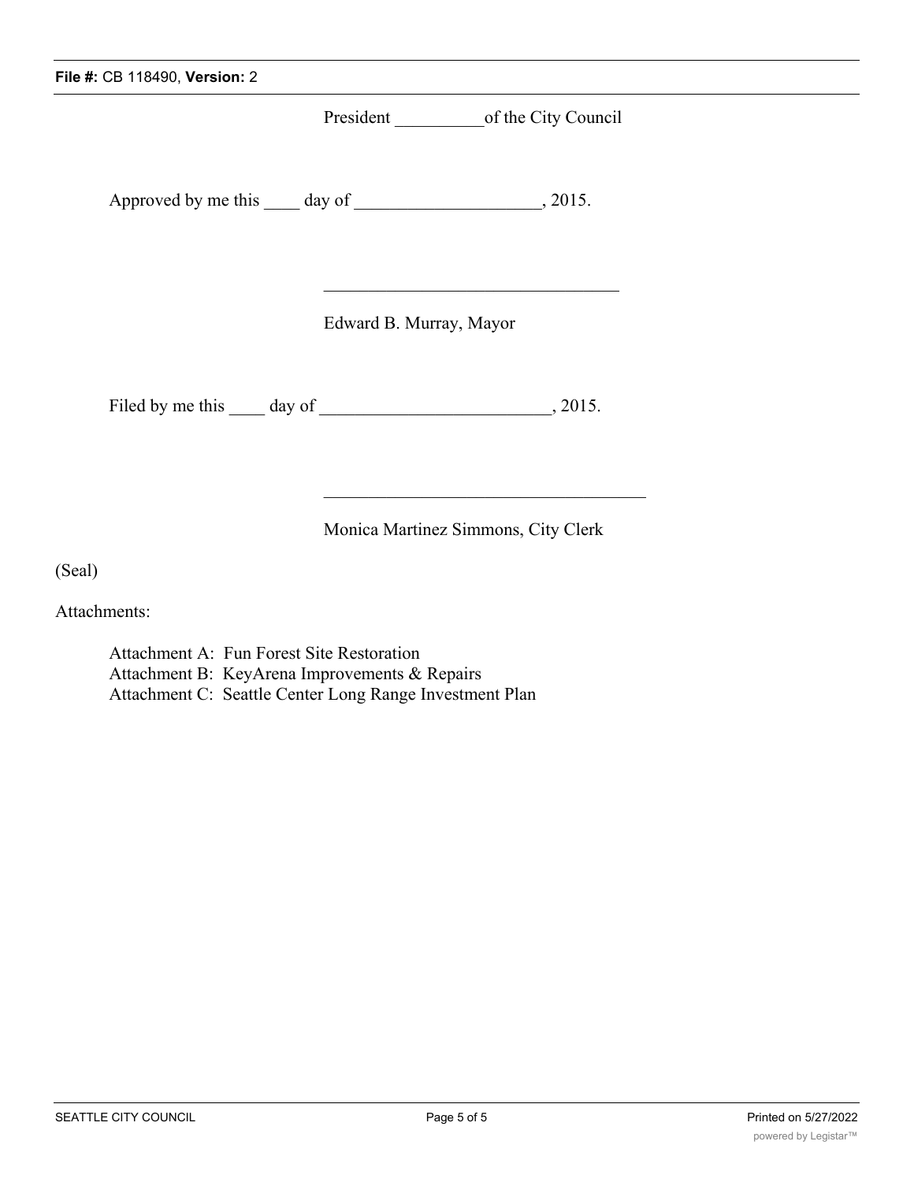President __________of the City Council

Approved by me this ____ day of ____________________, 2015.

_________________________________

Edward B. Murray, Mayor

Filed by me this ____ day of _________________________, 2015.

____________________________________

Monica Martinez Simmons, City Clerk

(Seal)

Attachments:

Attachment A: Fun Forest Site Restoration
Attachment B: KeyArena Improvements & Repairs
Attachment C: Seattle Center Long Range Investment Plan